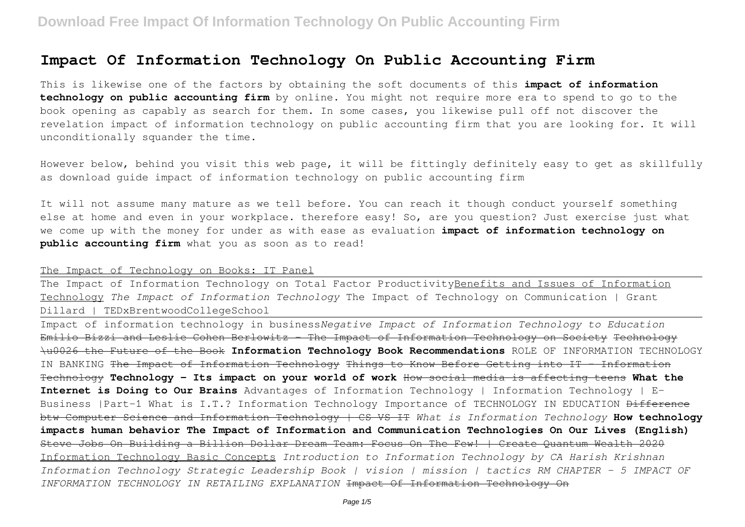# Impact Of Information Technology On Public Accounting Firm

This is likewise one of the factors by obtaining the soft documents of this **impact of information technology on public accounting firm** by online. You might not require more era to spend to go to the book opening as capably as search for them. In some cases, you likewise pull off not discover the revelation impact of information technology on public accounting firm that you are looking for. It will unconditionally squander the time.

However below, behind you visit this web page, it will be fittingly definitely easy to get as skillfully as download guide impact of information technology on public accounting firm

It will not assume many mature as we tell before. You can reach it though conduct yourself something else at home and even in your workplace. therefore easy! So, are you question? Just exercise just what we come up with the money for under as with ease as evaluation **impact of information technology on public accounting firm** what you as soon as to read!

The Impact of Technology on Books: IT Panel

The Impact of Information Technology on Total Factor Productivity Benefits and Issues of Information Technology *The Impact of Information Technology* The Impact of Technology on Communication | Grant Dillard | TEDxBrentwoodCollegeSchool

Impact of information technology in business *Negative Impact of Information Technology to Education* ~~Emilio Bizzi and Leslie Cohen Berlowitz - The Impact of Information Technology on Society~~ ~~Technology \u0026 the Future of the Book~~ **Information Technology Book Recommendations** ROLE OF INFORMATION TECHNOLOGY IN BANKING ~~The Impact of Information Technology~~ ~~Things to Know Before Getting into IT - Information Technology~~ **Technology - Its impact on your world of work** ~~How social media is affecting teens~~ **What the Internet is Doing to Our Brains** Advantages of Information Technology | Information Technology | E-Business |Part-1 What is I.T.? Information Technology Importance of TECHNOLOGY IN EDUCATION ~~Difference btw Computer Science and Information Technology | CS VS IT~~ *What is Information Technology* **How technology impacts human behavior The Impact of Information and Communication Technologies On Our Lives (English)** ~~Steve Jobs On Building a Billion Dollar Dream Team: Focus On The Few! | Create Quantum Wealth 2020~~ Information Technology Basic Concepts *Introduction to Information Technology by CA Harish Krishnan Information Technology Strategic Leadership Book | vision | mission | tactics RM CHAPTER - 5 IMPACT OF INFORMATION TECHNOLOGY IN RETAILING EXPLANATION* ~~Impact Of Information Technology On~~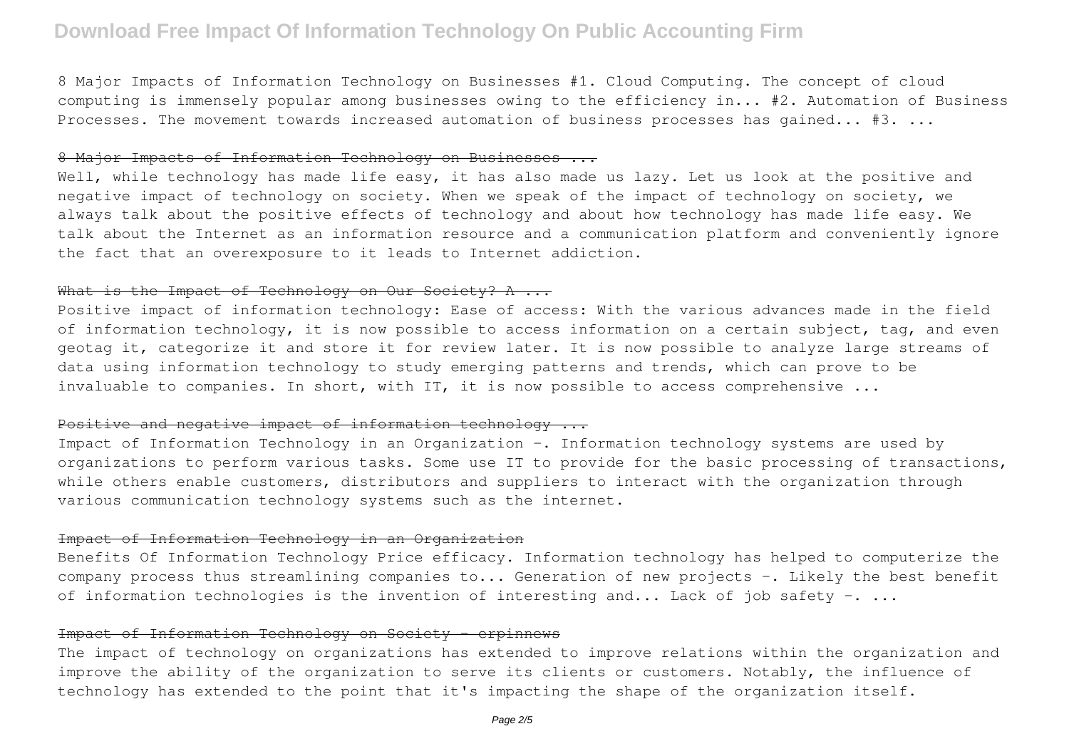8 Major Impacts of Information Technology on Businesses #1. Cloud Computing. The concept of cloud computing is immensely popular among businesses owing to the efficiency in... #2. Automation of Business Processes. The movement towards increased automation of business processes has gained... #3. ...

## 8 Major Impacts of Information Technology on Businesses ...

Well, while technology has made life easy, it has also made us lazy. Let us look at the positive and negative impact of technology on society. When we speak of the impact of technology on society, we always talk about the positive effects of technology and about how technology has made life easy. We talk about the Internet as an information resource and a communication platform and conveniently ignore the fact that an overexposure to it leads to Internet addiction.

## What is the Impact of Technology on Our Society? A ...

Positive impact of information technology: Ease of access: With the various advances made in the field of information technology, it is now possible to access information on a certain subject, tag, and even geotag it, categorize it and store it for review later. It is now possible to analyze large streams of data using information technology to study emerging patterns and trends, which can prove to be invaluable to companies. In short, with IT, it is now possible to access comprehensive ...

## Positive and negative impact of information technology ...

Impact of Information Technology in an Organization –. Information technology systems are used by organizations to perform various tasks. Some use IT to provide for the basic processing of transactions, while others enable customers, distributors and suppliers to interact with the organization through various communication technology systems such as the internet.

## Impact of Information Technology in an Organization

Benefits Of Information Technology Price efficacy. Information technology has helped to computerize the company process thus streamlining companies to... Generation of new projects –. Likely the best benefit of information technologies is the invention of interesting and... Lack of job safety –. ...

## Impact of Information Technology on Society - erpinnews

The impact of technology on organizations has extended to improve relations within the organization and improve the ability of the organization to serve its clients or customers. Notably, the influence of technology has extended to the point that it's impacting the shape of the organization itself.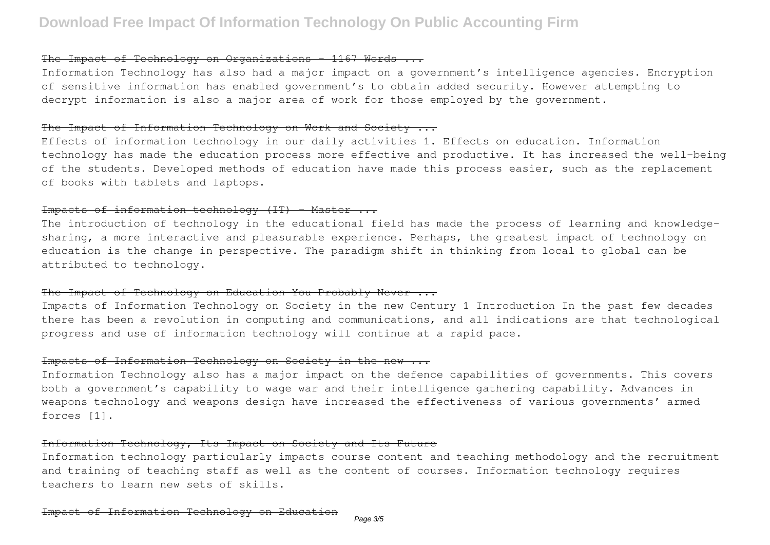### The Impact of Technology on Organizations - 1167 Words ...

Information Technology has also had a major impact on a government's intelligence agencies. Encryption of sensitive information has enabled government's to obtain added security. However attempting to decrypt information is also a major area of work for those employed by the government.

### The Impact of Information Technology on Work and Society ...

Effects of information technology in our daily activities 1. Effects on education. Information technology has made the education process more effective and productive. It has increased the well-being of the students. Developed methods of education have made this process easier, such as the replacement of books with tablets and laptops.

### Impacts of information technology (IT) - Master ...

The introduction of technology in the educational field has made the process of learning and knowledge-sharing, a more interactive and pleasurable experience. Perhaps, the greatest impact of technology on education is the change in perspective. The paradigm shift in thinking from local to global can be attributed to technology.

### The Impact of Technology on Education You Probably Never ...

Impacts of Information Technology on Society in the new Century 1 Introduction In the past few decades there has been a revolution in computing and communications, and all indications are that technological progress and use of information technology will continue at a rapid pace.

### Impacts of Information Technology on Society in the new ...

Information Technology also has a major impact on the defence capabilities of governments. This covers both a government's capability to wage war and their intelligence gathering capability. Advances in weapons technology and weapons design have increased the effectiveness of various governments' armed forces [1].

### Information Technology, Its Impact on Society and Its Future

Information technology particularly impacts course content and teaching methodology and the recruitment and training of teaching staff as well as the content of courses. Information technology requires teachers to learn new sets of skills.

### Impact of Information Technology on Education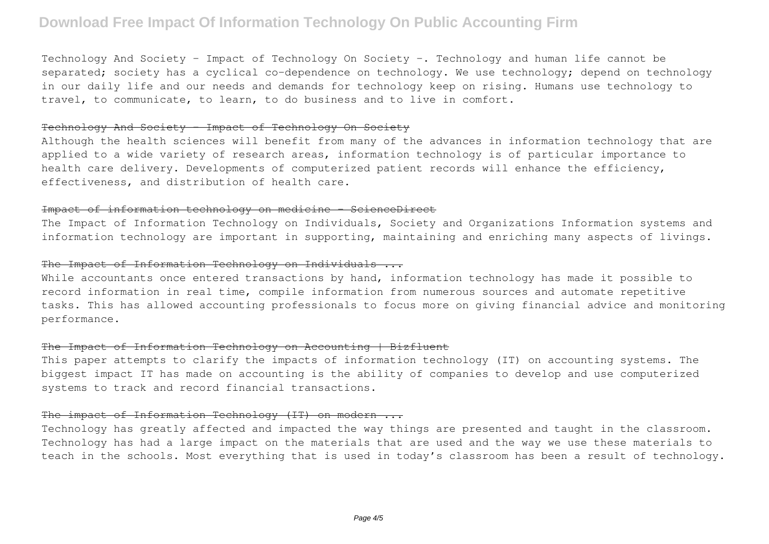Technology And Society - Impact of Technology On Society -. Technology and human life cannot be separated; society has a cyclical co-dependence on technology. We use technology; depend on technology in our daily life and our needs and demands for technology keep on rising. Humans use technology to travel, to communicate, to learn, to do business and to live in comfort.

~~Technology And Society - Impact of Technology On Society~~

Although the health sciences will benefit from many of the advances in information technology that are applied to a wide variety of research areas, information technology is of particular importance to health care delivery. Developments of computerized patient records will enhance the efficiency, effectiveness, and distribution of health care.

~~Impact of information technology on medicine - ScienceDirect~~

The Impact of Information Technology on Individuals, Society and Organizations Information systems and information technology are important in supporting, maintaining and enriching many aspects of livings.

~~The Impact of Information Technology on Individuals ...~~

While accountants once entered transactions by hand, information technology has made it possible to record information in real time, compile information from numerous sources and automate repetitive tasks. This has allowed accounting professionals to focus more on giving financial advice and monitoring performance.

~~The Impact of Information Technology on Accounting | Bizfluent~~

This paper attempts to clarify the impacts of information technology (IT) on accounting systems. The biggest impact IT has made on accounting is the ability of companies to develop and use computerized systems to track and record financial transactions.

~~The impact of Information Technology (IT) on modern ...~~

Technology has greatly affected and impacted the way things are presented and taught in the classroom. Technology has had a large impact on the materials that are used and the way we use these materials to teach in the schools. Most everything that is used in today's classroom has been a result of technology.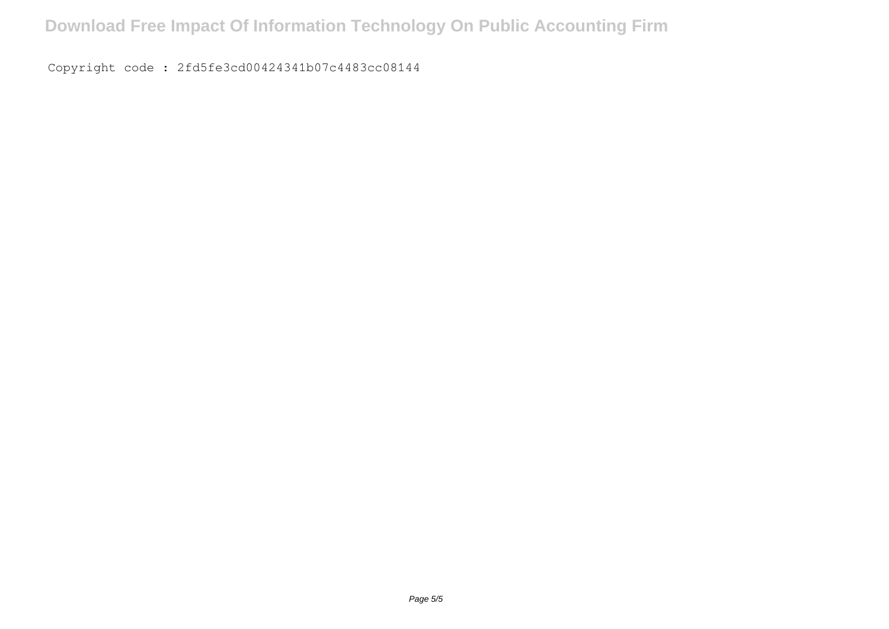Copyright code : 2fd5fe3cd00424341b07c4483cc08144